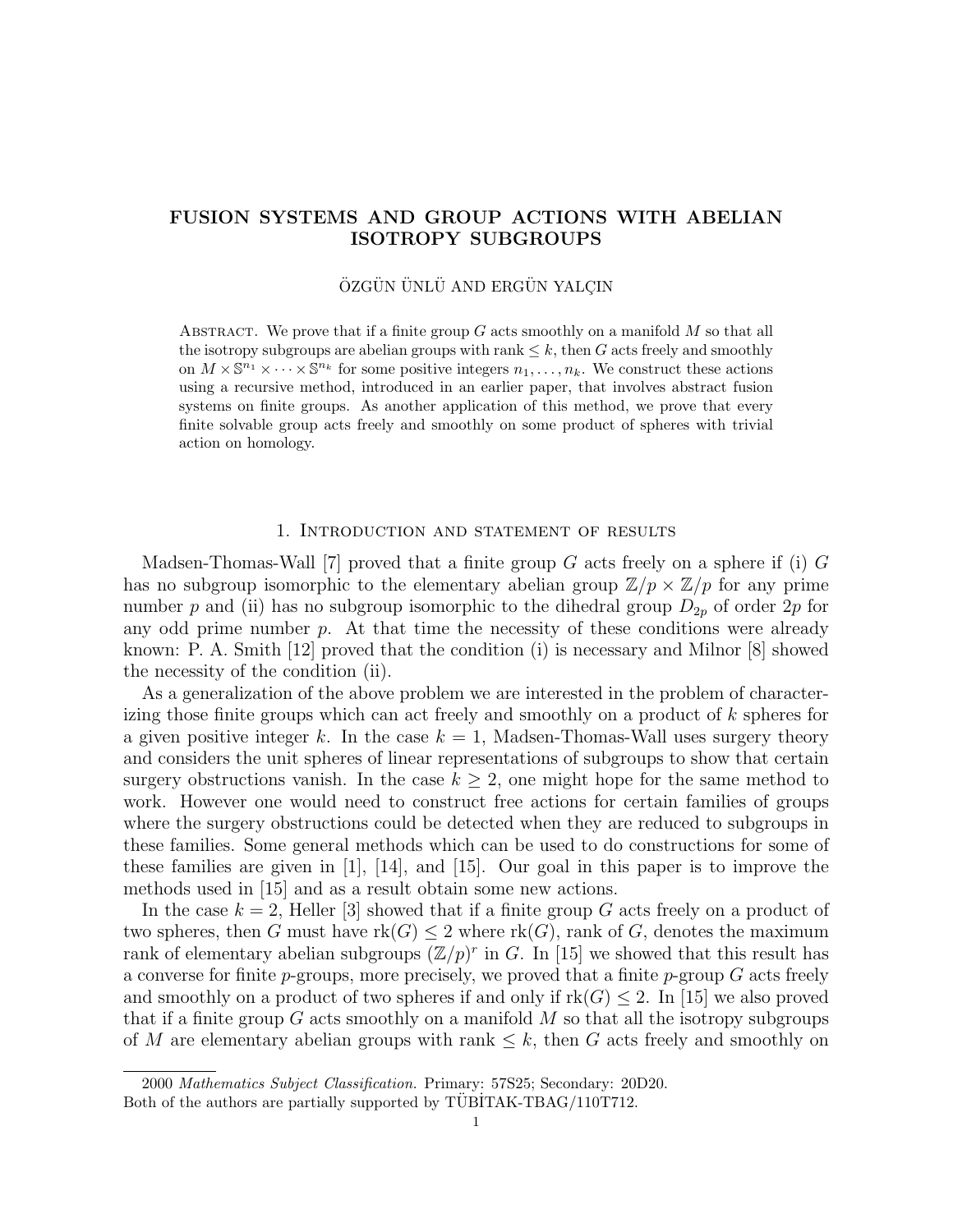# FUSION SYSTEMS AND GROUP ACTIONS WITH ABELIAN ISOTROPY SUBGROUPS

ÖZGÜN ÜNLÜ AND ERGÜN YALÇIN

Abstract. We prove that if a finite group $G$ acts smoothly on a manifold $M$ so that all the isotropy subgroups are abelian groups with rank $\leq k$, then $G$ acts freely and smoothly on $M \times \mathbb{S}^{n_1} \times \cdots \times \mathbb{S}^{n_k}$ for some positive integers $n_1, \dots, n_k$. We construct these actions using a recursive method, introduced in an earlier paper, that involves abstract fusion systems on finite groups. As another application of this method, we prove that every finite solvable group acts freely and smoothly on some product of spheres with trivial action on homology.

## 1. Introduction and statement of results

Madsen-Thomas-Wall [7] proved that a finite group $G$ acts freely on a sphere if (i) $G$ has no subgroup isomorphic to the elementary abelian group $\mathbb{Z}/p \times \mathbb{Z}/p$ for any prime number $p$ and (ii) has no subgroup isomorphic to the dihedral group $D_{2p}$ of order $2p$ for any odd prime number $p$. At that time the necessity of these conditions were already known: P. A. Smith [12] proved that the condition (i) is necessary and Milnor [8] showed the necessity of the condition (ii).

As a generalization of the above problem we are interested in the problem of characterizing those finite groups which can act freely and smoothly on a product of $k$ spheres for a given positive integer $k$. In the case $k = 1$, Madsen-Thomas-Wall uses surgery theory and considers the unit spheres of linear representations of subgroups to show that certain surgery obstructions vanish. In the case $k \geq 2$, one might hope for the same method to work. However one would need to construct free actions for certain families of groups where the surgery obstructions could be detected when they are reduced to subgroups in these families. Some general methods which can be used to do constructions for some of these families are given in [1], [14], and [15]. Our goal in this paper is to improve the methods used in [15] and as a result obtain some new actions.

In the case $k = 2$, Heller [3] showed that if a finite group $G$ acts freely on a product of two spheres, then $G$ must have $\text{rk}(G) \leq 2$ where $\text{rk}(G)$, rank of $G$, denotes the maximum rank of elementary abelian subgroups $(\mathbb{Z}/p)^r$ in $G$. In [15] we showed that this result has a converse for finite $p$-groups, more precisely, we proved that a finite $p$-group $G$ acts freely and smoothly on a product of two spheres if and only if $\text{rk}(G) \leq 2$. In [15] we also proved that if a finite group $G$ acts smoothly on a manifold $M$ so that all the isotropy subgroups of $M$ are elementary abelian groups with rank $\leq k$, then $G$ acts freely and smoothly on

2000 *Mathematics Subject Classification.* Primary: 57S25; Secondary: 20D20.
Both of the authors are partially supported by TÜBİTAK-TBAG/110T712.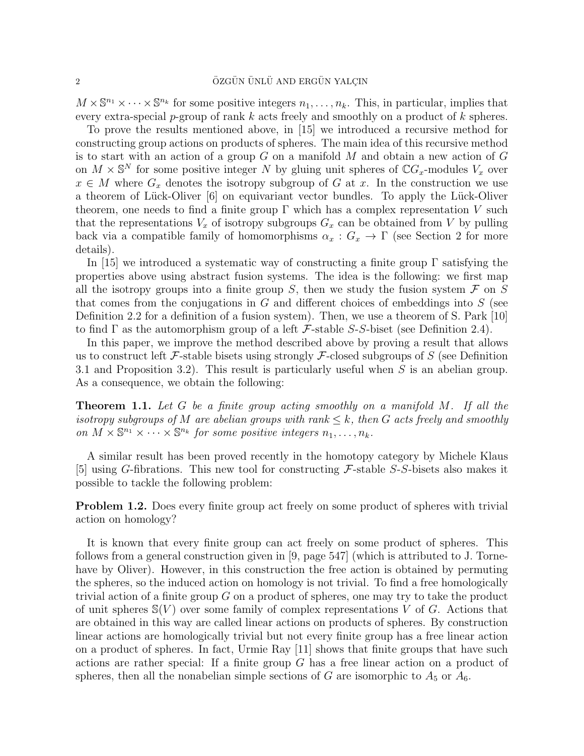$M \times \mathbb{S}^{n_1} \times \cdots \times \mathbb{S}^{n_k}$ for some positive integers $n_1, \dots, n_k$. This, in particular, implies that every extra-special $p$-group of rank $k$ acts freely and smoothly on a product of $k$ spheres.

To prove the results mentioned above, in [15] we introduced a recursive method for constructing group actions on products of spheres. The main idea of this recursive method is to start with an action of a group $G$ on a manifold $M$ and obtain a new action of $G$ on $M \times \mathbb{S}^N$ for some positive integer $N$ by gluing unit spheres of $\mathbb{C}G_x$-modules $V_x$ over $x \in M$ where $G_x$ denotes the isotropy subgroup of $G$ at $x$. In the construction we use a theorem of Lück-Oliver [6] on equivariant vector bundles. To apply the Lück-Oliver theorem, one needs to find a finite group $\Gamma$ which has a complex representation $V$ such that the representations $V_x$ of isotropy subgroups $G_x$ can be obtained from $V$ by pulling back via a compatible family of homomorphisms $\alpha_x : G_x \to \Gamma$ (see Section 2 for more details).

In [15] we introduced a systematic way of constructing a finite group $\Gamma$ satisfying the properties above using abstract fusion systems. The idea is the following: we first map all the isotropy groups into a finite group $S$, then we study the fusion system $\mathcal{F}$ on $S$ that comes from the conjugations in $G$ and different choices of embeddings into $S$ (see Definition 2.2 for a definition of a fusion system). Then, we use a theorem of S. Park [10] to find $\Gamma$ as the automorphism group of a left $\mathcal{F}$-stable $S$-$S$-biset (see Definition 2.4).

In this paper, we improve the method described above by proving a result that allows us to construct left $\mathcal{F}$-stable bisets using strongly $\mathcal{F}$-closed subgroups of $S$ (see Definition 3.1 and Proposition 3.2). This result is particularly useful when $S$ is an abelian group. As a consequence, we obtain the following:

**Theorem 1.1.** *Let $G$ be a finite group acting smoothly on a manifold $M$. If all the isotropy subgroups of $M$ are abelian groups with rank $\leq k$, then $G$ acts freely and smoothly on $M \times \mathbb{S}^{n_1} \times \cdots \times \mathbb{S}^{n_k}$ for some positive integers $n_1, \dots, n_k$.*

A similar result has been proved recently in the homotopy category by Michele Klaus [5] using $G$-fibrations. This new tool for constructing $\mathcal{F}$-stable $S$-$S$-bisets also makes it possible to tackle the following problem:

**Problem 1.2.** Does every finite group act freely on some product of spheres with trivial action on homology?

It is known that every finite group can act freely on some product of spheres. This follows from a general construction given in [9, page 547] (which is attributed to J. Tornehave by Oliver). However, in this construction the free action is obtained by permuting the spheres, so the induced action on homology is not trivial. To find a free homologically trivial action of a finite group $G$ on a product of spheres, one may try to take the product of unit spheres $\mathbb{S}(V)$ over some family of complex representations $V$ of $G$. Actions that are obtained in this way are called linear actions on products of spheres. By construction linear actions are homologically trivial but not every finite group has a free linear action on a product of spheres. In fact, Urmie Ray [11] shows that finite groups that have such actions are rather special: If a finite group $G$ has a free linear action on a product of spheres, then all the nonabelian simple sections of $G$ are isomorphic to $A_5$ or $A_6$.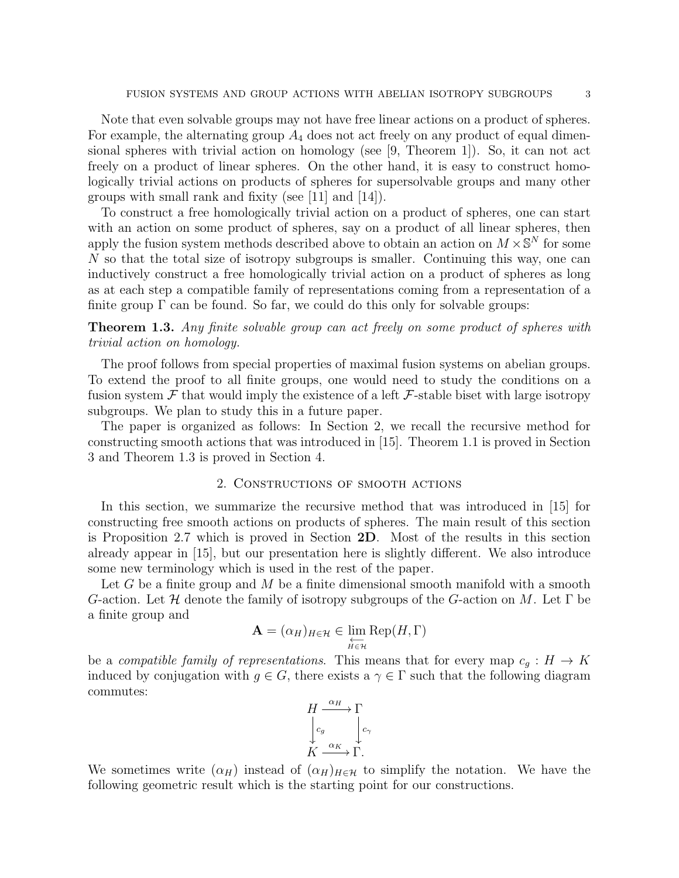Note that even solvable groups may not have free linear actions on a product of spheres. For example, the alternating group $A_4$ does not act freely on any product of equal dimensional spheres with trivial action on homology (see [9, Theorem 1]). So, it can not act freely on a product of linear spheres. On the other hand, it is easy to construct homologically trivial actions on products of spheres for supersolvable groups and many other groups with small rank and fixity (see [11] and [14]).

To construct a free homologically trivial action on a product of spheres, one can start with an action on some product of spheres, say on a product of all linear spheres, then apply the fusion system methods described above to obtain an action on $M \times \mathbb{S}^N$ for some $N$ so that the total size of isotropy subgroups is smaller. Continuing this way, one can inductively construct a free homologically trivial action on a product of spheres as long as at each step a compatible family of representations coming from a representation of a finite group $\Gamma$ can be found. So far, we could do this only for solvable groups:

**Theorem 1.3.** *Any finite solvable group can act freely on some product of spheres with trivial action on homology.*

The proof follows from special properties of maximal fusion systems on abelian groups. To extend the proof to all finite groups, one would need to study the conditions on a fusion system $\mathcal{F}$ that would imply the existence of a left $\mathcal{F}$-stable biset with large isotropy subgroups. We plan to study this in a future paper.

The paper is organized as follows: In Section 2, we recall the recursive method for constructing smooth actions that was introduced in [15]. Theorem 1.1 is proved in Section 3 and Theorem 1.3 is proved in Section 4.

## 2. Constructions of smooth actions

In this section, we summarize the recursive method that was introduced in [15] for constructing free smooth actions on products of spheres. The main result of this section is Proposition 2.7 which is proved in Section **2D**. Most of the results in this section already appear in [15], but our presentation here is slightly different. We also introduce some new terminology which is used in the rest of the paper.

Let $G$ be a finite group and $M$ be a finite dimensional smooth manifold with a smooth $G$-action. Let $\mathcal{H}$ denote the family of isotropy subgroups of the $G$-action on $M$. Let $\Gamma$ be a finite group and

$$\mathbf{A} = (\alpha_H)_{H \in \mathcal{H}} \in \varprojlim_{H \in \mathcal{H}} \operatorname{Rep}(H, \Gamma)$$

be a *compatible family of representations*. This means that for every map $c_g : H \to K$ induced by conjugation with $g \in G$, there exists a $\gamma \in \Gamma$ such that the following diagram commutes:

$$\begin{array}{ccc} H & \xrightarrow{\alpha_H} & \Gamma \\ \downarrow{c_g} & & \downarrow{c_\gamma} \\ K & \xrightarrow{\alpha_K} & \Gamma. \end{array}$$

We sometimes write $(\alpha_H)$ instead of $(\alpha_H)_{H \in \mathcal{H}}$ to simplify the notation. We have the following geometric result which is the starting point for our constructions.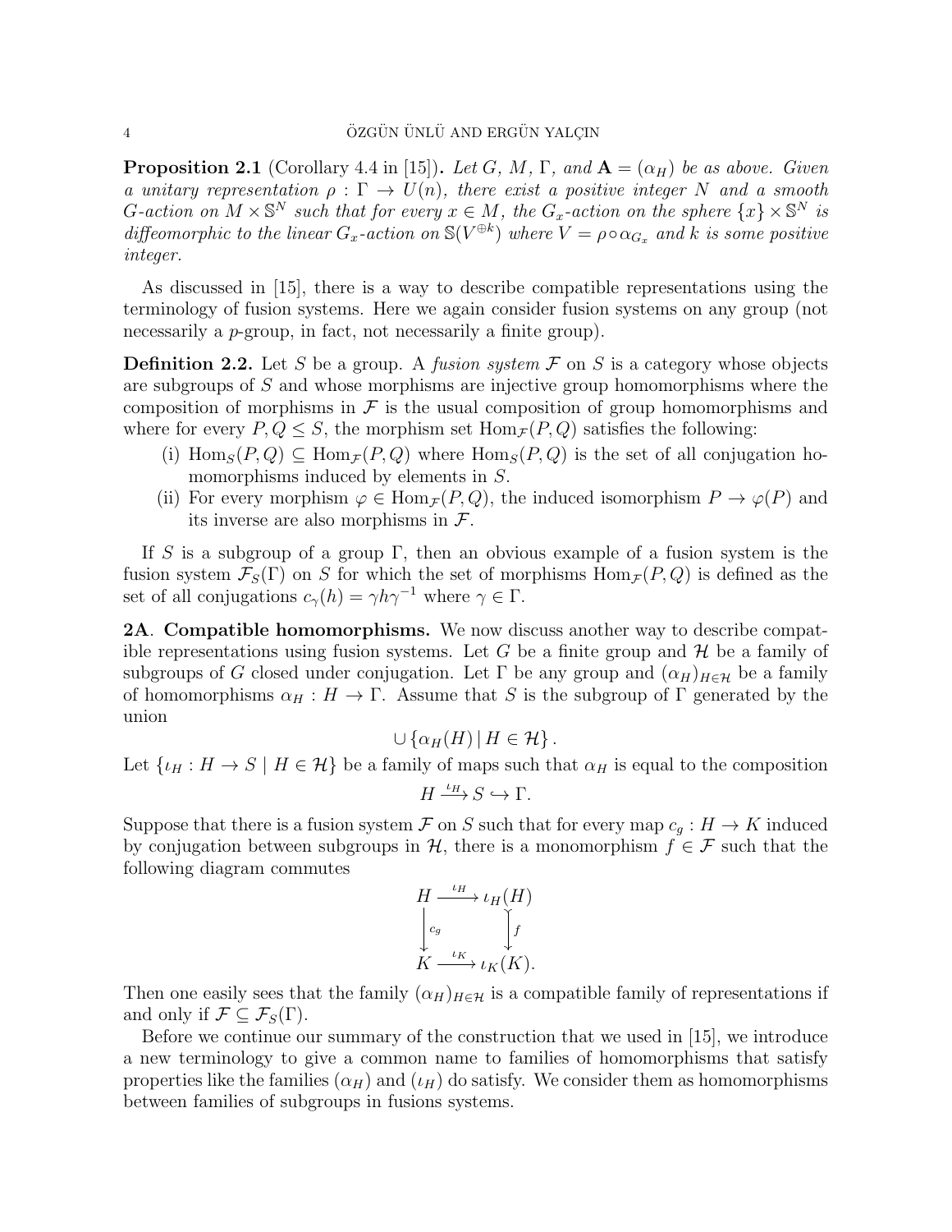**Proposition 2.1** (Corollary 4.4 in [15]). *Let $G$, $M$, $\Gamma$, and $\mathbf{A} = (\alpha_H)$ be as above. Given a unitary representation $\rho : \Gamma \to U(n)$, there exist a positive integer $N$ and a smooth $G$-action on $M \times \mathbb{S}^N$ such that for every $x \in M$, the $G_x$-action on the sphere $\{x\} \times \mathbb{S}^N$ is diffeomorphic to the linear $G_x$-action on $\mathbb{S}(V^{\oplus k})$ where $V = \rho \circ \alpha_{G_x}$ and $k$ is some positive integer.*

As discussed in [15], there is a way to describe compatible representations using the terminology of fusion systems. Here we again consider fusion systems on any group (not necessarily a $p$-group, in fact, not necessarily a finite group).

**Definition 2.2.** Let $S$ be a group. A *fusion system* $\mathcal{F}$ on $S$ is a category whose objects are subgroups of $S$ and whose morphisms are injective group homomorphisms where the composition of morphisms in $\mathcal{F}$ is the usual composition of group homomorphisms and where for every $P, Q \leq S$, the morphism set $\mathrm{Hom}_{\mathcal{F}}(P, Q)$ satisfies the following:

(i) $\mathrm{Hom}_S(P, Q) \subseteq \mathrm{Hom}_{\mathcal{F}}(P, Q)$ where $\mathrm{Hom}_S(P, Q)$ is the set of all conjugation homomorphisms induced by elements in $S$.

(ii) For every morphism $\varphi \in \mathrm{Hom}_{\mathcal{F}}(P, Q)$, the induced isomorphism $P \to \varphi(P)$ and its inverse are also morphisms in $\mathcal{F}$.

If $S$ is a subgroup of a group $\Gamma$, then an obvious example of a fusion system is the fusion system $\mathcal{F}_S(\Gamma)$ on $S$ for which the set of morphisms $\mathrm{Hom}_{\mathcal{F}}(P, Q)$ is defined as the set of all conjugations $c_\gamma(h) = \gamma h \gamma^{-1}$ where $\gamma \in \Gamma$.

**2A. Compatible homomorphisms.** We now discuss another way to describe compatible representations using fusion systems. Let $G$ be a finite group and $\mathcal{H}$ be a family of subgroups of $G$ closed under conjugation. Let $\Gamma$ be any group and $(\alpha_H)_{H \in \mathcal{H}}$ be a family of homomorphisms $\alpha_H : H \to \Gamma$. Assume that $S$ is the subgroup of $\Gamma$ generated by the union

$$\cup \{ \alpha_H(H) \mid H \in \mathcal{H} \}.$$

Let $\{\iota_H : H \to S \mid H \in \mathcal{H}\}$ be a family of maps such that $\alpha_H$ is equal to the composition

$$H \xrightarrow{\iota_H} S \hookrightarrow \Gamma.$$

Suppose that there is a fusion system $\mathcal{F}$ on $S$ such that for every map $c_g : H \to K$ induced by conjugation between subgroups in $\mathcal{H}$, there is a monomorphism $f \in \mathcal{F}$ such that the following diagram commutes

$$\begin{array}{ccc} H & \xrightarrow{\iota_H} & \iota_H(H) \\ \downarrow{\scriptstyle c_g} & & \downarrow{\scriptstyle f} \\ K & \xrightarrow{\iota_K} & \iota_K(K). \end{array}$$

Then one easily sees that the family $(\alpha_H)_{H \in \mathcal{H}}$ is a compatible family of representations if and only if $\mathcal{F} \subseteq \mathcal{F}_S(\Gamma)$.

Before we continue our summary of the construction that we used in [15], we introduce a new terminology to give a common name to families of homomorphisms that satisfy properties like the families $(\alpha_H)$ and $(\iota_H)$ do satisfy. We consider them as homomorphisms between families of subgroups in fusions systems.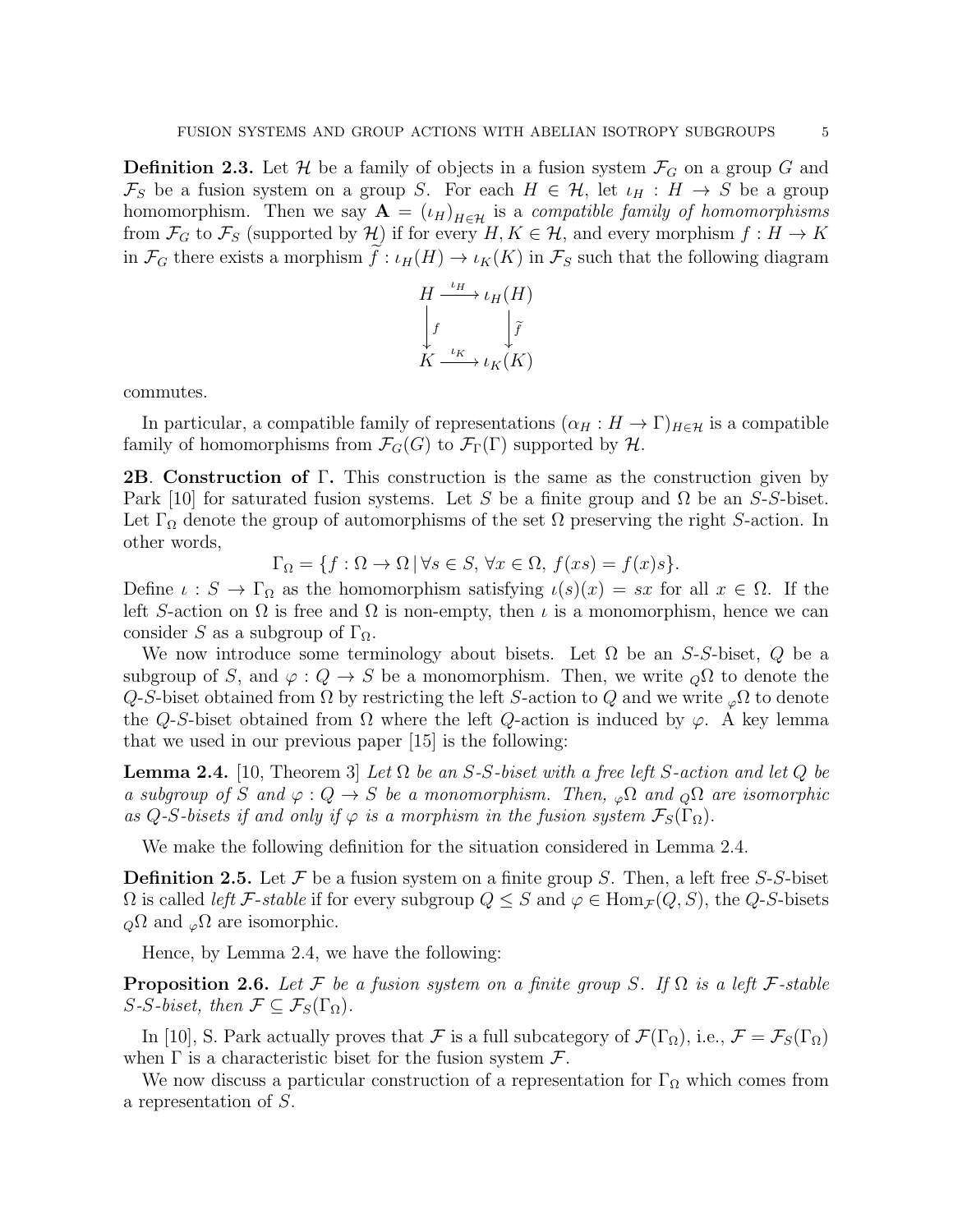**Definition 2.3.** Let $\mathcal{H}$ be a family of objects in a fusion system $\mathcal{F}_G$ on a group $G$ and $\mathcal{F}_S$ be a fusion system on a group $S$. For each $H \in \mathcal{H}$, let $\iota_H : H \to S$ be a group homomorphism. Then we say $\mathbf{A} = (\iota_H)_{H\in\mathcal{H}}$ is a *compatible family of homomorphisms* from $\mathcal{F}_G$ to $\mathcal{F}_S$ (supported by $\mathcal{H}$) if for every $H, K \in \mathcal{H}$, and every morphism $f : H \to K$ in $\mathcal{F}_G$ there exists a morphism $\widetilde{f} : \iota_H(H) \to \iota_K(K)$ in $\mathcal{F}_S$ such that the following diagram

$$\begin{array}{ccc} H & \xrightarrow{\iota_H} & \iota_H(H) \\ \Big\downarrow f & & \Big\downarrow \widetilde{f} \\ K & \xrightarrow{\iota_K} & \iota_K(K) \end{array}$$

commutes.

In particular, a compatible family of representations $(\alpha_H : H \to \Gamma)_{H\in\mathcal{H}}$ is a compatible family of homomorphisms from $\mathcal{F}_G(G)$ to $\mathcal{F}_\Gamma(\Gamma)$ supported by $\mathcal{H}$.

**2B**. **Construction of** $\Gamma$**.** This construction is the same as the construction given by Park [10] for saturated fusion systems. Let $S$ be a finite group and $\Omega$ be an $S$-$S$-biset. Let $\Gamma_\Omega$ denote the group of automorphisms of the set $\Omega$ preserving the right $S$-action. In other words,

$$\Gamma_\Omega = \{f : \Omega \to \Omega \,|\, \forall s \in S,\, \forall x \in \Omega,\, f(xs) = f(x)s\}.$$

Define $\iota : S \to \Gamma_\Omega$ as the homomorphism satisfying $\iota(s)(x) = sx$ for all $x \in \Omega$. If the left $S$-action on $\Omega$ is free and $\Omega$ is non-empty, then $\iota$ is a monomorphism, hence we can consider $S$ as a subgroup of $\Gamma_\Omega$.

We now introduce some terminology about bisets. Let $\Omega$ be an $S$-$S$-biset, $Q$ be a subgroup of $S$, and $\varphi : Q \to S$ be a monomorphism. Then, we write ${}_Q\Omega$ to denote the $Q$-$S$-biset obtained from $\Omega$ by restricting the left $S$-action to $Q$ and we write ${}_\varphi\Omega$ to denote the $Q$-$S$-biset obtained from $\Omega$ where the left $Q$-action is induced by $\varphi$. A key lemma that we used in our previous paper [15] is the following:

**Lemma 2.4.** [10, Theorem 3] *Let $\Omega$ be an $S$-$S$-biset with a free left $S$-action and let $Q$ be a subgroup of $S$ and $\varphi : Q \to S$ be a monomorphism. Then, ${}_\varphi\Omega$ and ${}_Q\Omega$ are isomorphic as $Q$-$S$-bisets if and only if $\varphi$ is a morphism in the fusion system $\mathcal{F}_S(\Gamma_\Omega)$.*

We make the following definition for the situation considered in Lemma 2.4.

**Definition 2.5.** Let $\mathcal{F}$ be a fusion system on a finite group $S$. Then, a left free $S$-$S$-biset $\Omega$ is called *left $\mathcal{F}$-stable* if for every subgroup $Q \le S$ and $\varphi \in \mathrm{Hom}_\mathcal{F}(Q, S)$, the $Q$-$S$-bisets ${}_Q\Omega$ and ${}_\varphi\Omega$ are isomorphic.

Hence, by Lemma 2.4, we have the following:

**Proposition 2.6.** *Let $\mathcal{F}$ be a fusion system on a finite group $S$. If $\Omega$ is a left $\mathcal{F}$-stable $S$-$S$-biset, then $\mathcal{F} \subseteq \mathcal{F}_S(\Gamma_\Omega)$.*

In [10], S. Park actually proves that $\mathcal{F}$ is a full subcategory of $\mathcal{F}(\Gamma_\Omega)$, i.e., $\mathcal{F} = \mathcal{F}_S(\Gamma_\Omega)$ when $\Gamma$ is a characteristic biset for the fusion system $\mathcal{F}$.

We now discuss a particular construction of a representation for $\Gamma_\Omega$ which comes from a representation of $S$.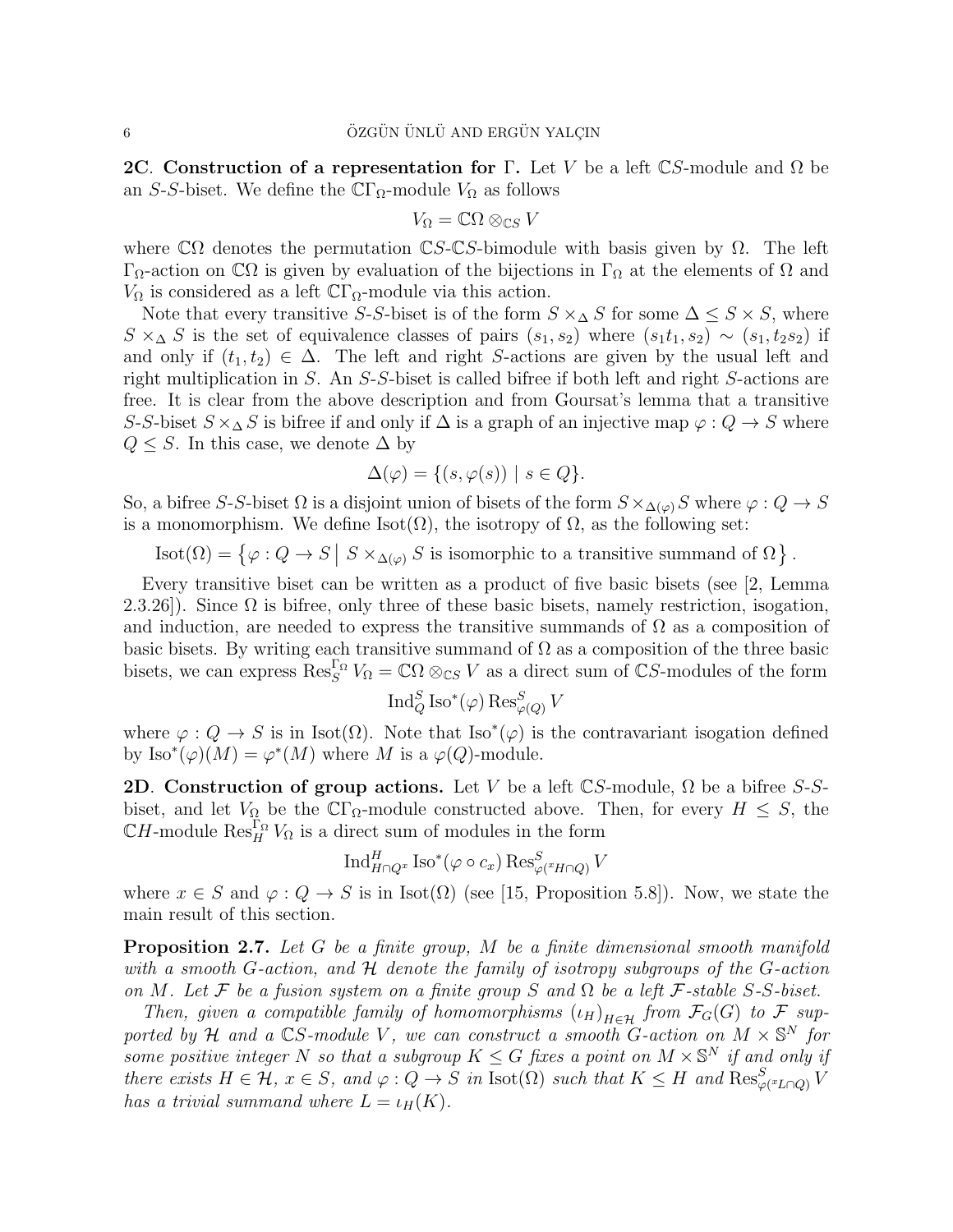**2C. Construction of a representation for $\Gamma$.** Let $V$ be a left $\mathbb{C}S$-module and $\Omega$ be an $S$-$S$-biset. We define the $\mathbb{C}\Gamma_\Omega$-module $V_\Omega$ as follows

$$V_\Omega = \mathbb{C}\Omega \otimes_{\mathbb{C}S} V$$

where $\mathbb{C}\Omega$ denotes the permutation $\mathbb{C}S$-$\mathbb{C}S$-bimodule with basis given by $\Omega$. The left $\Gamma_\Omega$-action on $\mathbb{C}\Omega$ is given by evaluation of the bijections in $\Gamma_\Omega$ at the elements of $\Omega$ and $V_\Omega$ is considered as a left $\mathbb{C}\Gamma_\Omega$-module via this action.

Note that every transitive $S$-$S$-biset is of the form $S \times_\Delta S$ for some $\Delta \leq S \times S$, where $S \times_\Delta S$ is the set of equivalence classes of pairs $(s_1, s_2)$ where $(s_1 t_1, s_2) \sim (s_1, t_2 s_2)$ if and only if $(t_1, t_2) \in \Delta$. The left and right $S$-actions are given by the usual left and right multiplication in $S$. An $S$-$S$-biset is called bifree if both left and right $S$-actions are free. It is clear from the above description and from Goursat's lemma that a transitive $S$-$S$-biset $S \times_\Delta S$ is bifree if and only if $\Delta$ is a graph of an injective map $\varphi : Q \to S$ where $Q \leq S$. In this case, we denote $\Delta$ by

$$\Delta(\varphi) = \{(s, \varphi(s)) \mid s \in Q\}.$$

So, a bifree $S$-$S$-biset $\Omega$ is a disjoint union of bisets of the form $S \times_{\Delta(\varphi)} S$ where $\varphi : Q \to S$ is a monomorphism. We define $\mathrm{Isot}(\Omega)$, the isotropy of $\Omega$, as the following set:

$$\mathrm{Isot}(\Omega) = \left\{ \varphi : Q \to S \,\middle|\, S \times_{\Delta(\varphi)} S \text{ is isomorphic to a transitive summand of } \Omega \right\}.$$

Every transitive biset can be written as a product of five basic bisets (see [2, Lemma 2.3.26]). Since $\Omega$ is bifree, only three of these basic bisets, namely restriction, isogation, and induction, are needed to express the transitive summands of $\Omega$ as a composition of basic bisets. By writing each transitive summand of $\Omega$ as a composition of the three basic bisets, we can express $\mathrm{Res}^{\Gamma_\Omega}_S V_\Omega = \mathbb{C}\Omega \otimes_{\mathbb{C}S} V$ as a direct sum of $\mathbb{C}S$-modules of the form

$$\mathrm{Ind}_Q^S \mathrm{Iso}^*(\varphi) \mathrm{Res}^S_{\varphi(Q)} V$$

where $\varphi : Q \to S$ is in $\mathrm{Isot}(\Omega)$. Note that $\mathrm{Iso}^*(\varphi)$ is the contravariant isogation defined by $\mathrm{Iso}^*(\varphi)(M) = \varphi^*(M)$ where $M$ is a $\varphi(Q)$-module.

**2D. Construction of group actions.** Let $V$ be a left $\mathbb{C}S$-module, $\Omega$ be a bifree $S$-$S$-biset, and let $V_\Omega$ be the $\mathbb{C}\Gamma_\Omega$-module constructed above. Then, for every $H \leq S$, the $\mathbb{C}H$-module $\mathrm{Res}^{\Gamma_\Omega}_H V_\Omega$ is a direct sum of modules in the form

$$\mathrm{Ind}^H_{H \cap Q^x} \mathrm{Iso}^*(\varphi \circ c_x) \mathrm{Res}^S_{\varphi({}^x H \cap Q)} V$$

where $x \in S$ and $\varphi : Q \to S$ is in $\mathrm{Isot}(\Omega)$ (see [15, Proposition 5.8]). Now, we state the main result of this section.

**Proposition 2.7.** *Let $G$ be a finite group, $M$ be a finite dimensional smooth manifold with a smooth $G$-action, and $\mathcal{H}$ denote the family of isotropy subgroups of the $G$-action on $M$. Let $\mathcal{F}$ be a fusion system on a finite group $S$ and $\Omega$ be a left $\mathcal{F}$-stable $S$-$S$-biset.*

*Then, given a compatible family of homomorphisms $(\iota_H)_{H \in \mathcal{H}}$ from $\mathcal{F}_G(G)$ to $\mathcal{F}$ supported by $\mathcal{H}$ and a $\mathbb{C}S$-module $V$, we can construct a smooth $G$-action on $M \times \mathbb{S}^N$ for some positive integer $N$ so that a subgroup $K \leq G$ fixes a point on $M \times \mathbb{S}^N$ if and only if there exists $H \in \mathcal{H}$, $x \in S$, and $\varphi : Q \to S$ in $\mathrm{Isot}(\Omega)$ such that $K \leq H$ and $\mathrm{Res}^S_{\varphi({}^x L \cap Q)} V$ has a trivial summand where $L = \iota_H(K)$.*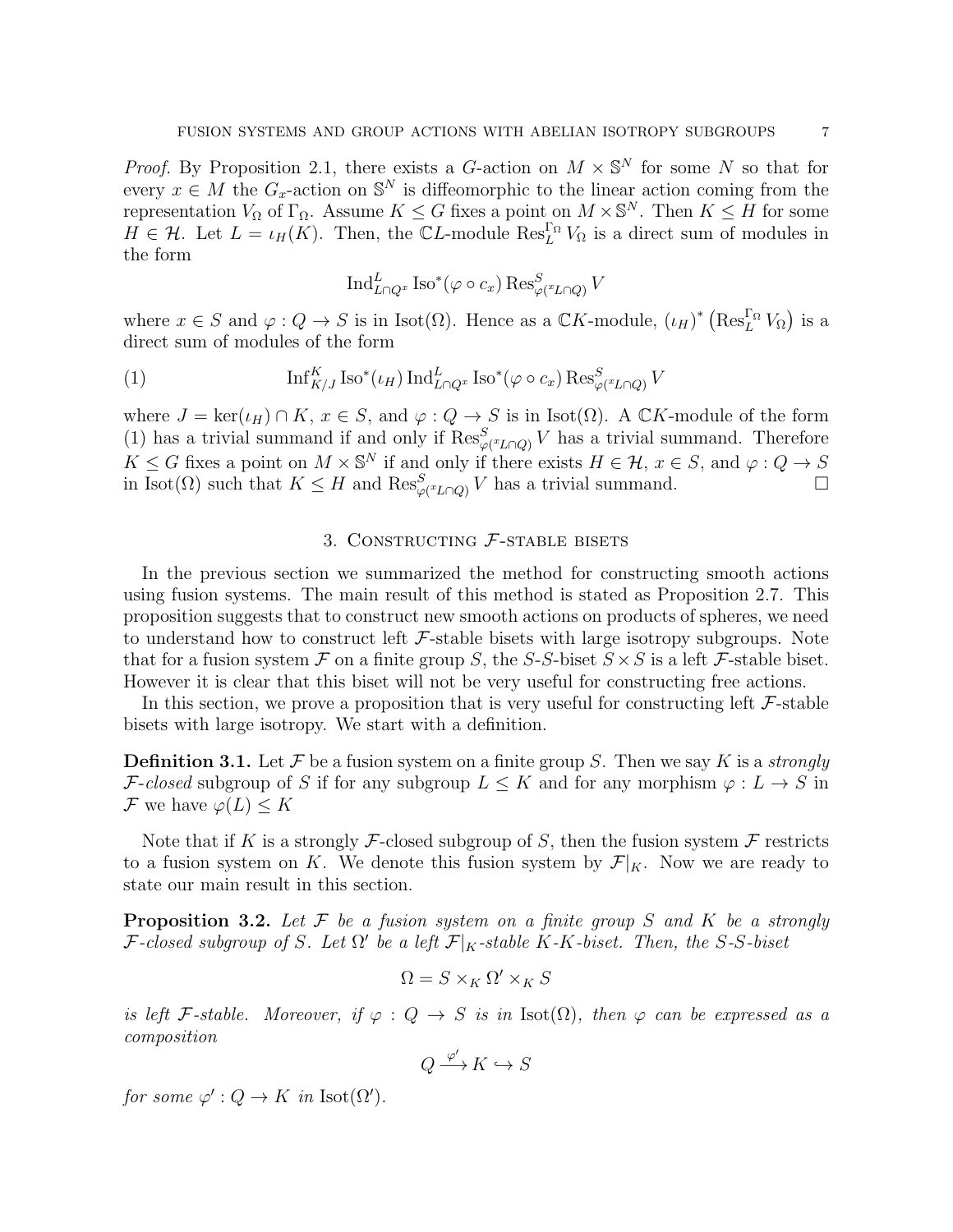*Proof.* By Proposition 2.1, there exists a $G$-action on $M \times \mathbb{S}^N$ for some $N$ so that for every $x \in M$ the $G_x$-action on $\mathbb{S}^N$ is diffeomorphic to the linear action coming from the representation $V_\Omega$ of $\Gamma_\Omega$. Assume $K \leq G$ fixes a point on $M \times \mathbb{S}^N$. Then $K \leq H$ for some $H \in \mathcal{H}$. Let $L = \iota_H(K)$. Then, the $\mathbb{C}L$-module $\operatorname{Res}^{\Gamma_\Omega}_L V_\Omega$ is a direct sum of modules in the form

$$\operatorname{Ind}^L_{L\cap Q^x} \operatorname{Iso}^*(\varphi \circ c_x) \operatorname{Res}^S_{\varphi({}^xL\cap Q)} V$$

where $x \in S$ and $\varphi : Q \to S$ is in $\operatorname{Isot}(\Omega)$. Hence as a $\mathbb{C}K$-module, $(\iota_H)^* \left(\operatorname{Res}^{\Gamma_\Omega}_L V_\Omega\right)$ is a direct sum of modules of the form

$$\operatorname{Inf}^K_{K/J} \operatorname{Iso}^*(\iota_H) \operatorname{Ind}^L_{L\cap Q^x} \operatorname{Iso}^*(\varphi \circ c_x) \operatorname{Res}^S_{\varphi({}^xL\cap Q)} V \tag{1}$$

where $J = \ker(\iota_H) \cap K$, $x \in S$, and $\varphi : Q \to S$ is in $\operatorname{Isot}(\Omega)$. A $\mathbb{C}K$-module of the form (1) has a trivial summand if and only if $\operatorname{Res}^S_{\varphi({}^xL\cap Q)} V$ has a trivial summand. Therefore $K \leq G$ fixes a point on $M \times \mathbb{S}^N$ if and only if there exists $H \in \mathcal{H}$, $x \in S$, and $\varphi : Q \to S$ in $\operatorname{Isot}(\Omega)$ such that $K \leq H$ and $\operatorname{Res}^S_{\varphi({}^xL\cap Q)} V$ has a trivial summand. $\square$

## 3. Constructing $\mathcal{F}$-stable bisets

In the previous section we summarized the method for constructing smooth actions using fusion systems. The main result of this method is stated as Proposition 2.7. This proposition suggests that to construct new smooth actions on products of spheres, we need to understand how to construct left $\mathcal{F}$-stable bisets with large isotropy subgroups. Note that for a fusion system $\mathcal{F}$ on a finite group $S$, the $S$-$S$-biset $S \times S$ is a left $\mathcal{F}$-stable biset. However it is clear that this biset will not be very useful for constructing free actions.

In this section, we prove a proposition that is very useful for constructing left $\mathcal{F}$-stable bisets with large isotropy. We start with a definition.

**Definition 3.1.** Let $\mathcal{F}$ be a fusion system on a finite group $S$. Then we say $K$ is a *strongly $\mathcal{F}$-closed* subgroup of $S$ if for any subgroup $L \leq K$ and for any morphism $\varphi : L \to S$ in $\mathcal{F}$ we have $\varphi(L) \leq K$

Note that if $K$ is a strongly $\mathcal{F}$-closed subgroup of $S$, then the fusion system $\mathcal{F}$ restricts to a fusion system on $K$. We denote this fusion system by $\mathcal{F}|_K$. Now we are ready to state our main result in this section.

**Proposition 3.2.** *Let $\mathcal{F}$ be a fusion system on a finite group $S$ and $K$ be a strongly $\mathcal{F}$-closed subgroup of $S$. Let $\Omega'$ be a left $\mathcal{F}|_K$-stable $K$-$K$-biset. Then, the $S$-$S$-biset*

$$\Omega = S \times_K \Omega' \times_K S$$

*is left $\mathcal{F}$-stable. Moreover, if $\varphi : Q \to S$ is in $\operatorname{Isot}(\Omega)$, then $\varphi$ can be expressed as a composition*

$$Q \xrightarrow{\varphi'} K \hookrightarrow S$$

*for some $\varphi' : Q \to K$ in $\operatorname{Isot}(\Omega')$.*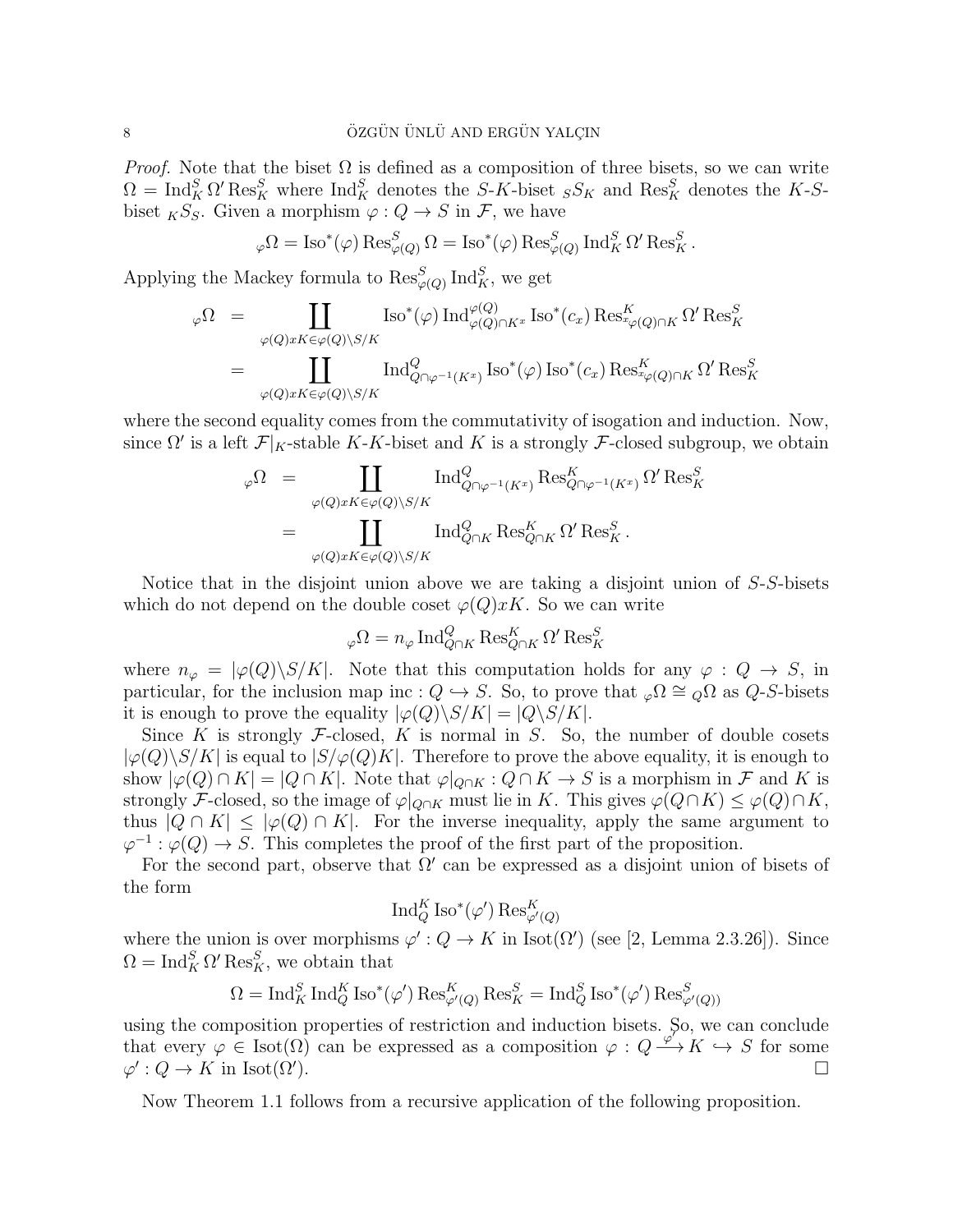*Proof.* Note that the biset $\Omega$ is defined as a composition of three bisets, so we can write $\Omega = \operatorname{Ind}_K^S \Omega' \operatorname{Res}_K^S$ where $\operatorname{Ind}_K^S$ denotes the $S$-$K$-biset ${}_S S_K$ and $\operatorname{Res}_K^S$ denotes the $K$-$S$-biset ${}_K S_S$. Given a morphism $\varphi : Q \to S$ in $\mathcal{F}$, we have

$$ {}_\varphi\Omega = \operatorname{Iso}^*(\varphi) \operatorname{Res}^S_{\varphi(Q)} \Omega = \operatorname{Iso}^*(\varphi) \operatorname{Res}^S_{\varphi(Q)} \operatorname{Ind}_K^S \Omega' \operatorname{Res}_K^S . $$

Applying the Mackey formula to $\operatorname{Res}^S_{\varphi(Q)} \operatorname{Ind}_K^S$, we get

$$ \begin{aligned} {}_\varphi\Omega &= \coprod_{\varphi(Q)xK \in \varphi(Q)\backslash S/K} \operatorname{Iso}^*(\varphi) \operatorname{Ind}^{\varphi(Q)}_{\varphi(Q)\cap K^x} \operatorname{Iso}^*(c_x) \operatorname{Res}^K_{{}^x\varphi(Q)\cap K} \Omega' \operatorname{Res}_K^S \\ &= \coprod_{\varphi(Q)xK \in \varphi(Q)\backslash S/K} \operatorname{Ind}^{Q}_{Q\cap \varphi^{-1}(K^x)} \operatorname{Iso}^*(\varphi) \operatorname{Iso}^*(c_x) \operatorname{Res}^K_{{}^x\varphi(Q)\cap K} \Omega' \operatorname{Res}_K^S \end{aligned} $$

where the second equality comes from the commutativity of isogation and induction. Now, since $\Omega'$ is a left $\mathcal{F}|_K$-stable $K$-$K$-biset and $K$ is a strongly $\mathcal{F}$-closed subgroup, we obtain

$$ \begin{aligned} {}_\varphi\Omega &= \coprod_{\varphi(Q)xK \in \varphi(Q)\backslash S/K} \operatorname{Ind}^{Q}_{Q\cap \varphi^{-1}(K^x)} \operatorname{Res}^K_{Q\cap \varphi^{-1}(K^x)} \Omega' \operatorname{Res}_K^S \\ &= \coprod_{\varphi(Q)xK \in \varphi(Q)\backslash S/K} \operatorname{Ind}^{Q}_{Q\cap K} \operatorname{Res}^K_{Q\cap K} \Omega' \operatorname{Res}_K^S . \end{aligned} $$

Notice that in the disjoint union above we are taking a disjoint union of $S$-$S$-bisets which do not depend on the double coset $\varphi(Q)xK$. So we can write

$$ {}_\varphi\Omega = n_\varphi \operatorname{Ind}^{Q}_{Q\cap K} \operatorname{Res}^K_{Q\cap K} \Omega' \operatorname{Res}_K^S $$

where $n_\varphi = |\varphi(Q)\backslash S/K|$. Note that this computation holds for any $\varphi : Q \to S$, in particular, for the inclusion map $\mathrm{inc} : Q \hookrightarrow S$. So, to prove that ${}_\varphi\Omega \cong {}_Q\Omega$ as $Q$-$S$-bisets it is enough to prove the equality $|\varphi(Q)\backslash S/K| = |Q\backslash S/K|$.

Since $K$ is strongly $\mathcal{F}$-closed, $K$ is normal in $S$. So, the number of double cosets $|\varphi(Q)\backslash S/K|$ is equal to $|S/\varphi(Q)K|$. Therefore to prove the above equality, it is enough to show $|\varphi(Q) \cap K| = |Q \cap K|$. Note that $\varphi|_{Q\cap K} : Q \cap K \to S$ is a morphism in $\mathcal{F}$ and $K$ is strongly $\mathcal{F}$-closed, so the image of $\varphi|_{Q\cap K}$ must lie in $K$. This gives $\varphi(Q\cap K) \leq \varphi(Q)\cap K$, thus $|Q \cap K| \leq |\varphi(Q) \cap K|$. For the inverse inequality, apply the same argument to $\varphi^{-1} : \varphi(Q) \to S$. This completes the proof of the first part of the proposition.

For the second part, observe that $\Omega'$ can be expressed as a disjoint union of bisets of the form

$$ \operatorname{Ind}_Q^K \operatorname{Iso}^*(\varphi') \operatorname{Res}^K_{\varphi'(Q)} $$

where the union is over morphisms $\varphi' : Q \to K$ in $\operatorname{Isot}(\Omega')$ (see [2, Lemma 2.3.26]). Since $\Omega = \operatorname{Ind}_K^S \Omega' \operatorname{Res}_K^S$, we obtain that

$$ \Omega = \operatorname{Ind}_K^S \operatorname{Ind}_Q^K \operatorname{Iso}^*(\varphi') \operatorname{Res}^K_{\varphi'(Q)} \operatorname{Res}_K^S = \operatorname{Ind}_Q^S \operatorname{Iso}^*(\varphi') \operatorname{Res}^S_{\varphi'(Q))} $$

using the composition properties of restriction and induction bisets. So, we can conclude that every $\varphi \in \operatorname{Isot}(\Omega)$ can be expressed as a composition $\varphi : Q \xrightarrow{\varphi'} K \hookrightarrow S$ for some $\varphi' : Q \to K$ in $\operatorname{Isot}(\Omega')$. $\square$

Now Theorem 1.1 follows from a recursive application of the following proposition.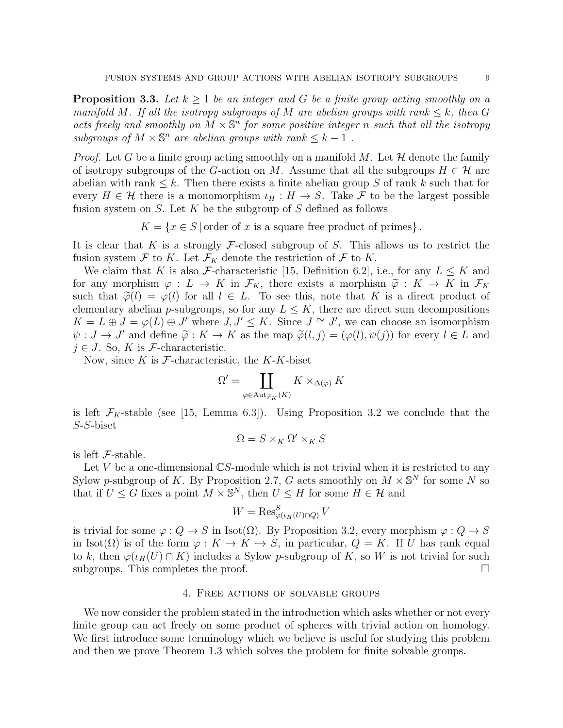**Proposition 3.3.** *Let $k \geq 1$ be an integer and $G$ be a finite group acting smoothly on a manifold $M$. If all the isotropy subgroups of $M$ are abelian groups with rank $\leq k$, then $G$ acts freely and smoothly on $M \times \mathbb{S}^n$ for some positive integer $n$ such that all the isotropy subgroups of $M \times \mathbb{S}^n$ are abelian groups with rank $\leq k-1$ .*

*Proof.* Let $G$ be a finite group acting smoothly on a manifold $M$. Let $\mathcal{H}$ denote the family of isotropy subgroups of the $G$-action on $M$. Assume that all the subgroups $H \in \mathcal{H}$ are abelian with rank $\leq k$. Then there exists a finite abelian group $S$ of rank $k$ such that for every $H \in \mathcal{H}$ there is a monomorphism $\iota_H : H \to S$. Take $\mathcal{F}$ to be the largest possible fusion system on $S$. Let $K$ be the subgroup of $S$ defined as follows

$$K = \{x \in S \,|\, \text{order of } x \text{ is a square free product of primes}\}.$$

It is clear that $K$ is a strongly $\mathcal{F}$-closed subgroup of $S$. This allows us to restrict the fusion system $\mathcal{F}$ to $K$. Let $\mathcal{F}_K$ denote the restriction of $\mathcal{F}$ to $K$.

We claim that $K$ is also $\mathcal{F}$-characteristic [15, Definition 6.2], i.e., for any $L \leq K$ and for any morphism $\varphi : L \to K$ in $\mathcal{F}_K$, there exists a morphism $\widetilde{\varphi} : K \to K$ in $\mathcal{F}_K$ such that $\widetilde{\varphi}(l) = \varphi(l)$ for all $l \in L$. To see this, note that $K$ is a direct product of elementary abelian $p$-subgroups, so for any $L \leq K$, there are direct sum decompositions $K = L \oplus J = \varphi(L) \oplus J'$ where $J, J' \leq K$. Since $J \cong J'$, we can choose an isomorphism $\psi : J \to J'$ and define $\widetilde{\varphi} : K \to K$ as the map $\widetilde{\varphi}(l, j) = (\varphi(l), \psi(j))$ for every $l \in L$ and $j \in J$. So, $K$ is $\mathcal{F}$-characteristic.

Now, since $K$ is $\mathcal{F}$-characteristic, the $K$-$K$-biset

$$\Omega' = \coprod_{\varphi \in \mathrm{Aut}_{\mathcal{F}_K}(K)} K \times_{\Delta(\varphi)} K$$

is left $\mathcal{F}_K$-stable (see [15, Lemma 6.3]). Using Proposition 3.2 we conclude that the $S$-$S$-biset

$$\Omega = S \times_K \Omega' \times_K S$$

is left $\mathcal{F}$-stable.

Let $V$ be a one-dimensional $\mathbb{C}S$-module which is not trivial when it is restricted to any Sylow $p$-subgroup of $K$. By Proposition 2.7, $G$ acts smoothly on $M \times \mathbb{S}^N$ for some $N$ so that if $U \leq G$ fixes a point $M \times \mathbb{S}^N$, then $U \leq H$ for some $H \in \mathcal{H}$ and

$$W = \mathrm{Res}^S_{\varphi(\iota_H(U) \cap Q)} V$$

is trivial for some $\varphi : Q \to S$ in $\mathrm{Isot}(\Omega)$. By Proposition 3.2, every morphism $\varphi : Q \to S$ in $\mathrm{Isot}(\Omega)$ is of the form $\varphi : K \to K \hookrightarrow S$, in particular, $Q = K$. If $U$ has rank equal to $k$, then $\varphi(\iota_H(U) \cap K)$ includes a Sylow $p$-subgroup of $K$, so $W$ is not trivial for such subgroups. This completes the proof. $\square$

## 4. Free actions of solvable groups

We now consider the problem stated in the introduction which asks whether or not every finite group can act freely on some product of spheres with trivial action on homology. We first introduce some terminology which we believe is useful for studying this problem and then we prove Theorem 1.3 which solves the problem for finite solvable groups.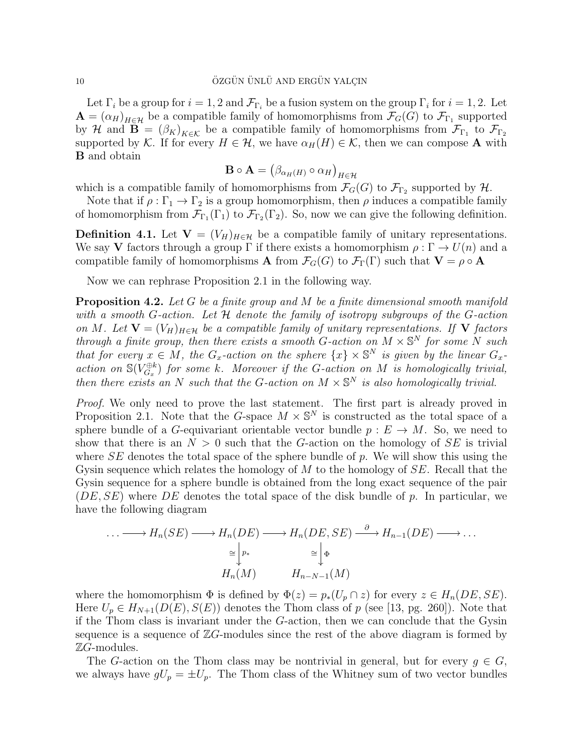Let $\Gamma_i$ be a group for $i = 1, 2$ and $\mathcal{F}_{\Gamma_i}$ be a fusion system on the group $\Gamma_i$ for $i = 1, 2$. Let $\mathbf{A} = (\alpha_H)_{H \in \mathcal{H}}$ be a compatible family of homomorphisms from $\mathcal{F}_G(G)$ to $\mathcal{F}_{\Gamma_1}$ supported by $\mathcal{H}$ and $\mathbf{B} = (\beta_K)_{K \in \mathcal{K}}$ be a compatible family of homomorphisms from $\mathcal{F}_{\Gamma_1}$ to $\mathcal{F}_{\Gamma_2}$ supported by $\mathcal{K}$. If for every $H \in \mathcal{H}$, we have $\alpha_H(H) \in \mathcal{K}$, then we can compose $\mathbf{A}$ with $\mathbf{B}$ and obtain

$$\mathbf{B} \circ \mathbf{A} = \left(\beta_{\alpha_H(H)} \circ \alpha_H\right)_{H \in \mathcal{H}}$$

which is a compatible family of homomorphisms from $\mathcal{F}_G(G)$ to $\mathcal{F}_{\Gamma_2}$ supported by $\mathcal{H}$.

Note that if $\rho : \Gamma_1 \to \Gamma_2$ is a group homomorphism, then $\rho$ induces a compatible family of homomorphism from $\mathcal{F}_{\Gamma_1}(\Gamma_1)$ to $\mathcal{F}_{\Gamma_2}(\Gamma_2)$. So, now we can give the following definition.

**Definition 4.1.** Let $\mathbf{V} = (V_H)_{H \in \mathcal{H}}$ be a compatible family of unitary representations. We say $\mathbf{V}$ factors through a group $\Gamma$ if there exists a homomorphism $\rho : \Gamma \to U(n)$ and a compatible family of homomorphisms $\mathbf{A}$ from $\mathcal{F}_G(G)$ to $\mathcal{F}_\Gamma(\Gamma)$ such that $\mathbf{V} = \rho \circ \mathbf{A}$

Now we can rephrase Proposition 2.1 in the following way.

**Proposition 4.2.** *Let $G$ be a finite group and $M$ be a finite dimensional smooth manifold with a smooth $G$-action. Let $\mathcal{H}$ denote the family of isotropy subgroups of the $G$-action on $M$. Let $\mathbf{V} = (V_H)_{H \in \mathcal{H}}$ be a compatible family of unitary representations. If $\mathbf{V}$ factors through a finite group, then there exists a smooth $G$-action on $M \times \mathbb{S}^N$ for some $N$ such that for every $x \in M$, the $G_x$-action on the sphere $\{x\} \times \mathbb{S}^N$ is given by the linear $G_x$-action on $\mathbb{S}(V_{G_x}^{\oplus k})$ for some $k$. Moreover if the $G$-action on $M$ is homologically trivial, then there exists an $N$ such that the $G$-action on $M \times \mathbb{S}^N$ is also homologically trivial.*

*Proof.* We only need to prove the last statement. The first part is already proved in Proposition 2.1. Note that the $G$-space $M \times \mathbb{S}^N$ is constructed as the total space of a sphere bundle of a $G$-equivariant orientable vector bundle $p : E \to M$. So, we need to show that there is an $N > 0$ such that the $G$-action on the homology of $SE$ is trivial where $SE$ denotes the total space of the sphere bundle of $p$. We will show this using the Gysin sequence which relates the homology of $M$ to the homology of $SE$. Recall that the Gysin sequence for a sphere bundle is obtained from the long exact sequence of the pair $(DE, SE)$ where $DE$ denotes the total space of the disk bundle of $p$. In particular, we have the following diagram

$$\begin{array}{ccccccccc}
\dots \longrightarrow & H_n(SE) & \longrightarrow & H_n(DE) & \longrightarrow & H_n(DE, SE) & \xrightarrow{\partial} & H_{n-1}(DE) & \longrightarrow \dots \\
 & & & \cong \downarrow p_* & & \cong \downarrow \Phi & & & \\
 & & & H_n(M) & & H_{n-N-1}(M) & & &
\end{array}$$

where the homomorphism $\Phi$ is defined by $\Phi(z) = p_*(U_p \cap z)$ for every $z \in H_n(DE, SE)$. Here $U_p \in H_{N+1}(D(E), S(E))$ denotes the Thom class of $p$ (see [13, pg. 260]). Note that if the Thom class is invariant under the $G$-action, then we can conclude that the Gysin sequence is a sequence of $\mathbb{Z}G$-modules since the rest of the above diagram is formed by $\mathbb{Z}G$-modules.

The $G$-action on the Thom class may be nontrivial in general, but for every $g \in G$, we always have $gU_p = \pm U_p$. The Thom class of the Whitney sum of two vector bundles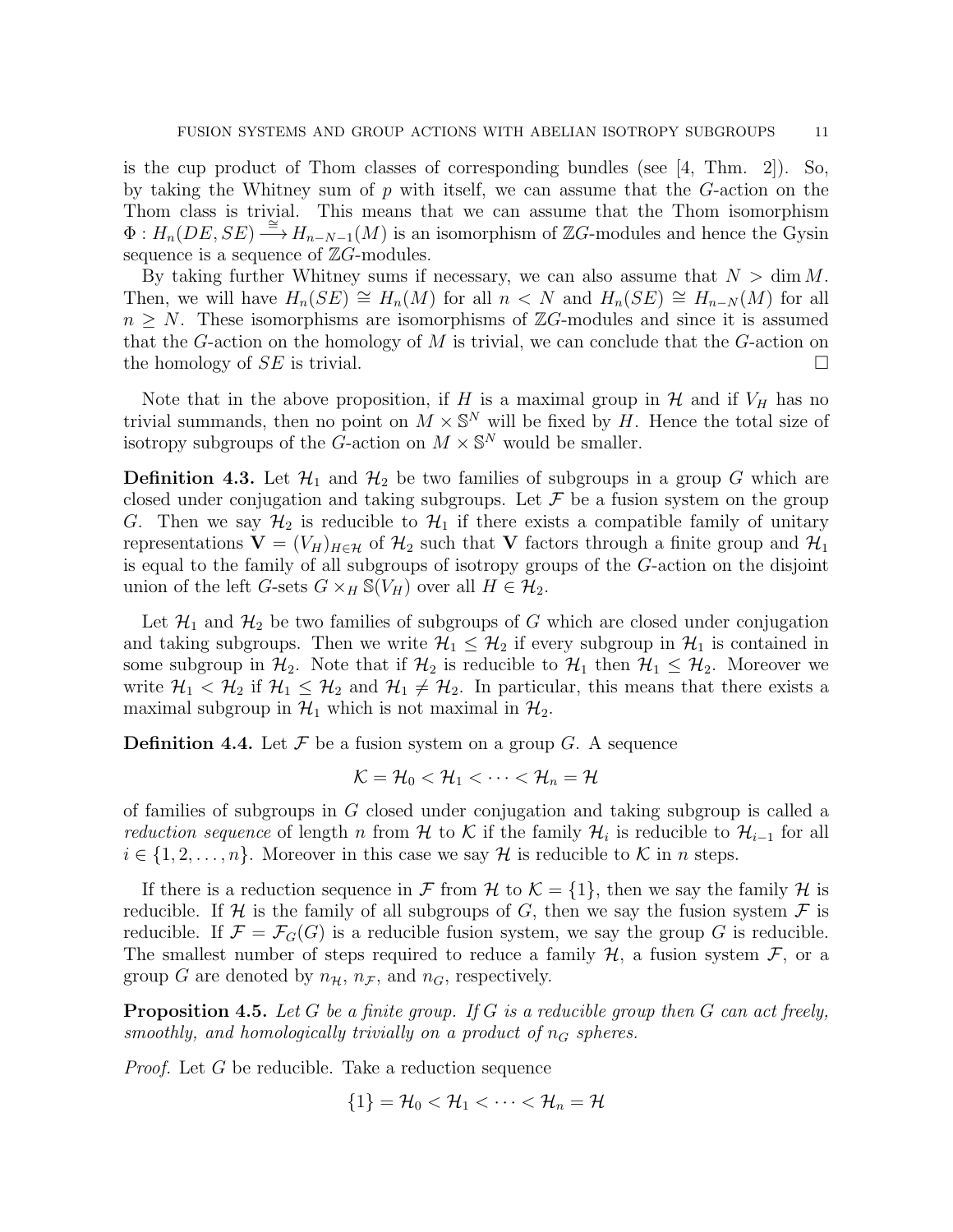is the cup product of Thom classes of corresponding bundles (see [4, Thm. 2]). So, by taking the Whitney sum of $p$ with itself, we can assume that the $G$-action on the Thom class is trivial. This means that we can assume that the Thom isomorphism $\Phi : H_n(DE, SE) \xrightarrow{\cong} H_{n-N-1}(M)$ is an isomorphism of $\mathbb{Z}G$-modules and hence the Gysin sequence is a sequence of $\mathbb{Z}G$-modules.

By taking further Whitney sums if necessary, we can also assume that $N > \dim M$. Then, we will have $H_n(SE) \cong H_n(M)$ for all $n < N$ and $H_n(SE) \cong H_{n-N}(M)$ for all $n \geq N$. These isomorphisms are isomorphisms of $\mathbb{Z}G$-modules and since it is assumed that the $G$-action on the homology of $M$ is trivial, we can conclude that the $G$-action on the homology of $SE$ is trivial. □

Note that in the above proposition, if $H$ is a maximal group in $\mathcal{H}$ and if $V_H$ has no trivial summands, then no point on $M \times \mathbb{S}^N$ will be fixed by $H$. Hence the total size of isotropy subgroups of the $G$-action on $M \times \mathbb{S}^N$ would be smaller.

**Definition 4.3.** Let $\mathcal{H}_1$ and $\mathcal{H}_2$ be two families of subgroups in a group $G$ which are closed under conjugation and taking subgroups. Let $\mathcal{F}$ be a fusion system on the group $G$. Then we say $\mathcal{H}_2$ is reducible to $\mathcal{H}_1$ if there exists a compatible family of unitary representations $\mathbf{V} = (V_H)_{H \in \mathcal{H}}$ of $\mathcal{H}_2$ such that $\mathbf{V}$ factors through a finite group and $\mathcal{H}_1$ is equal to the family of all subgroups of isotropy groups of the $G$-action on the disjoint union of the left $G$-sets $G \times_H \mathbb{S}(V_H)$ over all $H \in \mathcal{H}_2$.

Let $\mathcal{H}_1$ and $\mathcal{H}_2$ be two families of subgroups of $G$ which are closed under conjugation and taking subgroups. Then we write $\mathcal{H}_1 \leq \mathcal{H}_2$ if every subgroup in $\mathcal{H}_1$ is contained in some subgroup in $\mathcal{H}_2$. Note that if $\mathcal{H}_2$ is reducible to $\mathcal{H}_1$ then $\mathcal{H}_1 \leq \mathcal{H}_2$. Moreover we write $\mathcal{H}_1 < \mathcal{H}_2$ if $\mathcal{H}_1 \leq \mathcal{H}_2$ and $\mathcal{H}_1 \neq \mathcal{H}_2$. In particular, this means that there exists a maximal subgroup in $\mathcal{H}_1$ which is not maximal in $\mathcal{H}_2$.

**Definition 4.4.** Let $\mathcal{F}$ be a fusion system on a group $G$. A sequence

$$\mathcal{K} = \mathcal{H}_0 < \mathcal{H}_1 < \cdots < \mathcal{H}_n = \mathcal{H}$$

of families of subgroups in $G$ closed under conjugation and taking subgroup is called a *reduction sequence* of length $n$ from $\mathcal{H}$ to $\mathcal{K}$ if the family $\mathcal{H}_i$ is reducible to $\mathcal{H}_{i-1}$ for all $i \in \{1, 2, \ldots, n\}$. Moreover in this case we say $\mathcal{H}$ is reducible to $\mathcal{K}$ in $n$ steps.

If there is a reduction sequence in $\mathcal{F}$ from $\mathcal{H}$ to $\mathcal{K} = \{1\}$, then we say the family $\mathcal{H}$ is reducible. If $\mathcal{H}$ is the family of all subgroups of $G$, then we say the fusion system $\mathcal{F}$ is reducible. If $\mathcal{F} = \mathcal{F}_G(G)$ is a reducible fusion system, we say the group $G$ is reducible. The smallest number of steps required to reduce a family $\mathcal{H}$, a fusion system $\mathcal{F}$, or a group $G$ are denoted by $n_{\mathcal{H}}$, $n_{\mathcal{F}}$, and $n_G$, respectively.

**Proposition 4.5.** *Let $G$ be a finite group. If $G$ is a reducible group then $G$ can act freely, smoothly, and homologically trivially on a product of $n_G$ spheres.*

*Proof.* Let $G$ be reducible. Take a reduction sequence

$$\{1\} = \mathcal{H}_0 < \mathcal{H}_1 < \cdots < \mathcal{H}_n = \mathcal{H}$$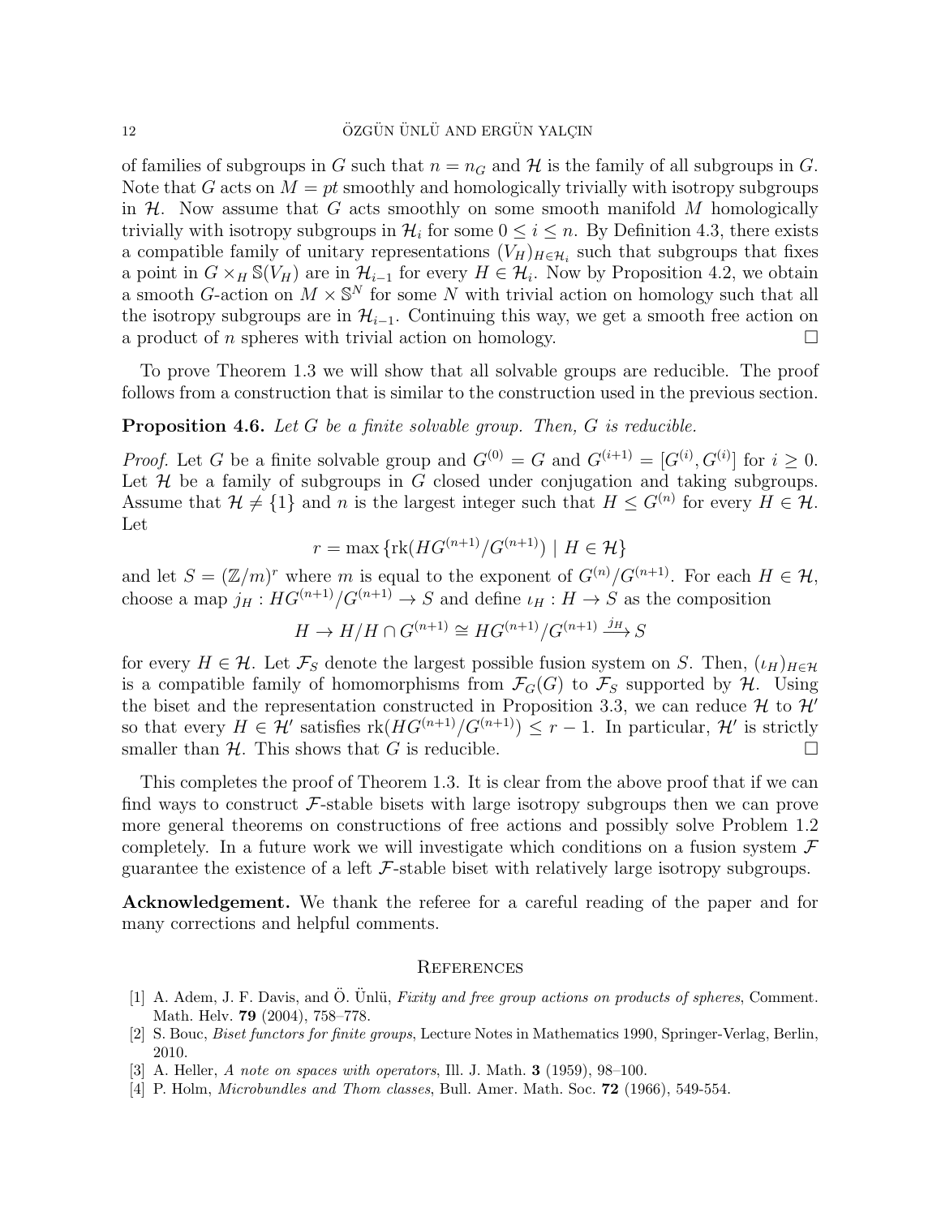of families of subgroups in $G$ such that $n = n_G$ and $\mathcal{H}$ is the family of all subgroups in $G$. Note that $G$ acts on $M = pt$ smoothly and homologically trivially with isotropy subgroups in $\mathcal{H}$. Now assume that $G$ acts smoothly on some smooth manifold $M$ homologically trivially with isotropy subgroups in $\mathcal{H}_i$ for some $0 \leq i \leq n$. By Definition 4.3, there exists a compatible family of unitary representations $(V_H)_{H \in \mathcal{H}_i}$ such that subgroups that fixes a point in $G \times_H \mathbb{S}(V_H)$ are in $\mathcal{H}_{i-1}$ for every $H \in \mathcal{H}_i$. Now by Proposition 4.2, we obtain a smooth $G$-action on $M \times \mathbb{S}^N$ for some $N$ with trivial action on homology such that all the isotropy subgroups are in $\mathcal{H}_{i-1}$. Continuing this way, we get a smooth free action on a product of $n$ spheres with trivial action on homology. $\square$

To prove Theorem 1.3 we will show that all solvable groups are reducible. The proof follows from a construction that is similar to the construction used in the previous section.

**Proposition 4.6.** *Let $G$ be a finite solvable group. Then, $G$ is reducible.*

*Proof.* Let $G$ be a finite solvable group and $G^{(0)} = G$ and $G^{(i+1)} = [G^{(i)}, G^{(i)}]$ for $i \geq 0$. Let $\mathcal{H}$ be a family of subgroups in $G$ closed under conjugation and taking subgroups. Assume that $\mathcal{H} \neq \{1\}$ and $n$ is the largest integer such that $H \leq G^{(n)}$ for every $H \in \mathcal{H}$. Let

$$r = \max \{ \mathrm{rk}(HG^{(n+1)}/G^{(n+1)}) \mid H \in \mathcal{H} \}$$

and let $S = (\mathbb{Z}/m)^r$ where $m$ is equal to the exponent of $G^{(n)}/G^{(n+1)}$. For each $H \in \mathcal{H}$, choose a map $j_H : HG^{(n+1)}/G^{(n+1)} \to S$ and define $\iota_H : H \to S$ as the composition

$$H \to H/H \cap G^{(n+1)} \cong HG^{(n+1)}/G^{(n+1)} \xrightarrow{j_H} S$$

for every $H \in \mathcal{H}$. Let $\mathcal{F}_S$ denote the largest possible fusion system on $S$. Then, $(\iota_H)_{H \in \mathcal{H}}$ is a compatible family of homomorphisms from $\mathcal{F}_G(G)$ to $\mathcal{F}_S$ supported by $\mathcal{H}$. Using the biset and the representation constructed in Proposition 3.3, we can reduce $\mathcal{H}$ to $\mathcal{H}'$ so that every $H \in \mathcal{H}'$ satisfies $\mathrm{rk}(HG^{(n+1)}/G^{(n+1)}) \leq r - 1$. In particular, $\mathcal{H}'$ is strictly smaller than $\mathcal{H}$. This shows that $G$ is reducible. $\square$

This completes the proof of Theorem 1.3. It is clear from the above proof that if we can find ways to construct $\mathcal{F}$-stable bisets with large isotropy subgroups then we can prove more general theorems on constructions of free actions and possibly solve Problem 1.2 completely. In a future work we will investigate which conditions on a fusion system $\mathcal{F}$ guarantee the existence of a left $\mathcal{F}$-stable biset with relatively large isotropy subgroups.

**Acknowledgement.** We thank the referee for a careful reading of the paper and for many corrections and helpful comments.

## References

[1] A. Adem, J. F. Davis, and Ö. Ünlü, *Fixity and free group actions on products of spheres*, Comment. Math. Helv. **79** (2004), 758–778.

[2] S. Bouc, *Biset functors for finite groups*, Lecture Notes in Mathematics 1990, Springer-Verlag, Berlin, 2010.

[3] A. Heller, *A note on spaces with operators*, Ill. J. Math. **3** (1959), 98–100.

[4] P. Holm, *Microbundles and Thom classes*, Bull. Amer. Math. Soc. **72** (1966), 549-554.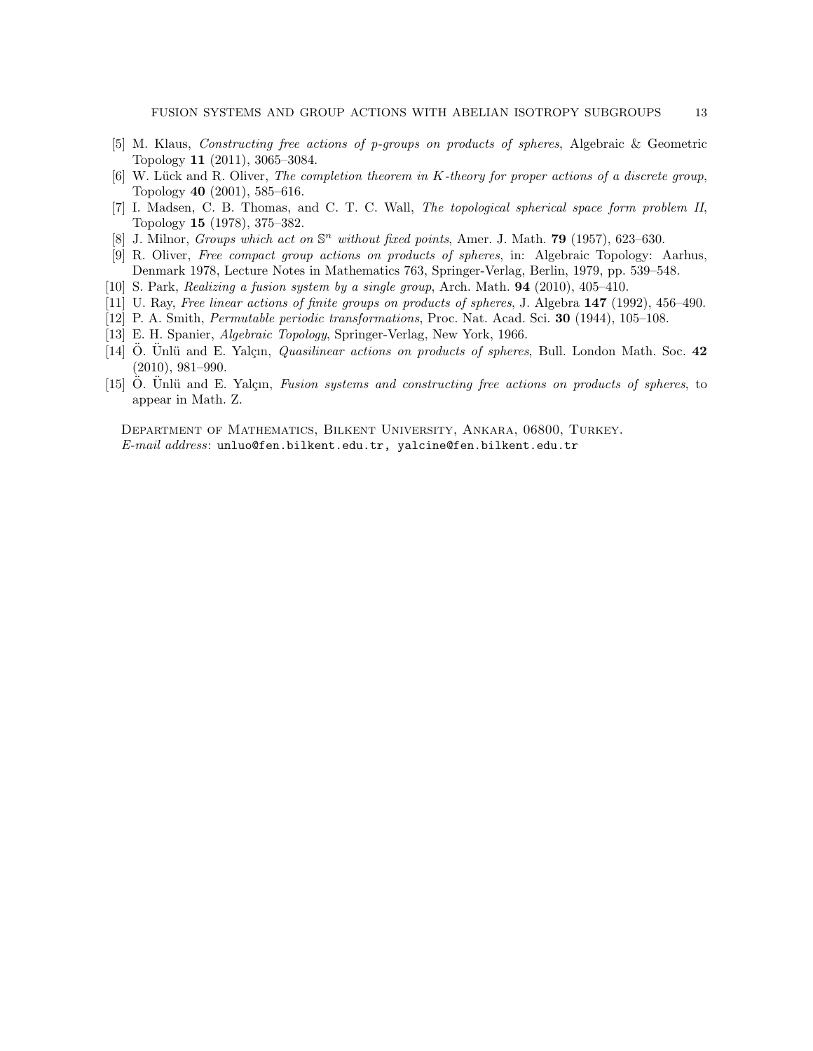[5] M. Klaus, *Constructing free actions of p-groups on products of spheres*, Algebraic & Geometric Topology **11** (2011), 3065–3084.

[6] W. Lück and R. Oliver, *The completion theorem in K-theory for proper actions of a discrete group*, Topology **40** (2001), 585–616.

[7] I. Madsen, C. B. Thomas, and C. T. C. Wall, *The topological spherical space form problem II*, Topology **15** (1978), 375–382.

[8] J. Milnor, *Groups which act on* $\mathbb{S}^n$ *without fixed points*, Amer. J. Math. **79** (1957), 623–630.

[9] R. Oliver, *Free compact group actions on products of spheres*, in: Algebraic Topology: Aarhus, Denmark 1978, Lecture Notes in Mathematics 763, Springer-Verlag, Berlin, 1979, pp. 539–548.

[10] S. Park, *Realizing a fusion system by a single group*, Arch. Math. **94** (2010), 405–410.

[11] U. Ray, *Free linear actions of finite groups on products of spheres*, J. Algebra **147** (1992), 456–490.

[12] P. A. Smith, *Permutable periodic transformations*, Proc. Nat. Acad. Sci. **30** (1944), 105–108.

[13] E. H. Spanier, *Algebraic Topology*, Springer-Verlag, New York, 1966.

[14] Ö. Ünlü and E. Yalçın, *Quasilinear actions on products of spheres*, Bull. London Math. Soc. **42** (2010), 981–990.

[15] Ö. Ünlü and E. Yalçın, *Fusion systems and constructing free actions on products of spheres*, to appear in Math. Z.

Department of Mathematics, Bilkent University, Ankara, 06800, Turkey.
*E-mail address*: unluo@fen.bilkent.edu.tr, yalcine@fen.bilkent.edu.tr